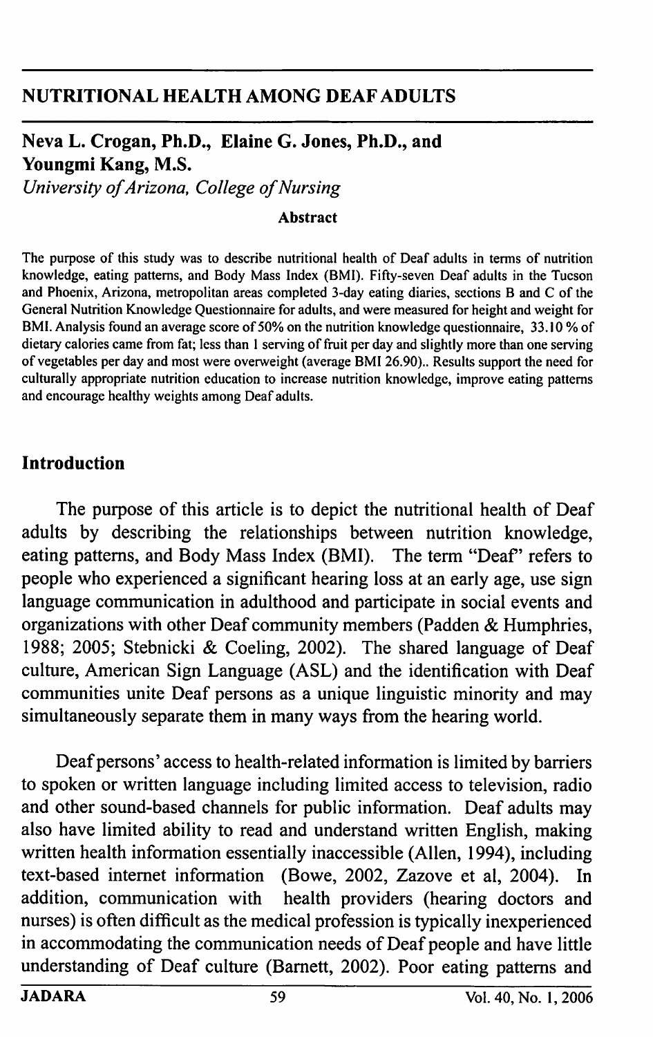# NUTRITIONAL HEALTH AMONG DEAF ADULTS

**Neva L. Crogan, Ph.D., Elaine G. Jones, Ph.D., and Youngmi Kang, M.S.**

*University of Arizona, College of Nursing*

**Abstract**

The purpose of this study was to describe nutritional health of Deaf adults in terms of nutrition knowledge, eating patterns, and Body Mass Index (BMI). Fifty-seven Deaf adults in the Tucson and Phoenix, Arizona, metropolitan areas completed 3-day eating diaries, sections B and C of the General Nutrition Knowledge Questionnaire for adults, and were measured for height and weight for BMI. Analysis found an average score of 50% on the nutrition knowledge questionnaire, 33.10 % of dietary calories came from fat; less than 1 serving of fruit per day and slightly more than one serving of vegetables per day and most were overweight (average BMI 26.90).. Results support the need for culturally appropriate nutrition education to increase nutrition knowledge, improve eating patterns and encourage healthy weights among Deaf adults.

## Introduction

The purpose of this article is to depict the nutritional health of Deaf adults by describing the relationships between nutrition knowledge, eating patterns, and Body Mass Index (BMI). The term "Deaf" refers to people who experienced a significant hearing loss at an early age, use sign language communication in adulthood and participate in social events and organizations with other Deaf community members (Padden & Humphries, 1988; 2005; Stebnicki & Coeling, 2002). The shared language of Deaf culture, American Sign Language (ASL) and the identification with Deaf communities unite Deaf persons as a unique linguistic minority and may simultaneously separate them in many ways from the hearing world.

Deaf persons' access to health-related information is limited by barriers to spoken or written language including limited access to television, radio and other sound-based channels for public information. Deaf adults may also have limited ability to read and understand written English, making written health information essentially inaccessible (Allen, 1994), including text-based internet information (Bowe, 2002, Zazove et al, 2004). In addition, communication with health providers (hearing doctors and nurses) is often difficult as the medical profession is typically inexperienced in accommodating the communication needs of Deaf people and have little understanding of Deaf culture (Barnett, 2002). Poor eating patterns and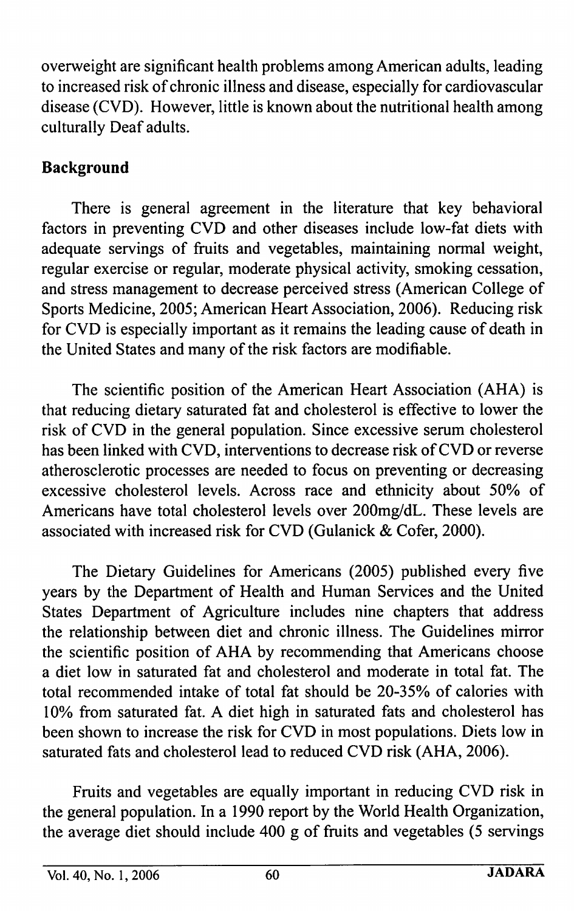overweight are significant health problems among American adults, leading to increased risk of chronic illness and disease, especially for cardiovascular disease (CVD). However, little is known about the nutritional health among culturally Deaf adults.

## Background

There is general agreement in the literature that key behavioral factors in preventing CVD and other diseases include low-fat diets with adequate servings of fruits and vegetables, maintaining normal weight, regular exercise or regular, moderate physical activity, smoking cessation, and stress management to decrease perceived stress (American College of Sports Medicine, 2005; American Heart Association, 2006). Reducing risk for CVD is especially important as it remains the leading cause of death in the United States and many of the risk factors are modifiable.

The scientific position of the American Heart Association (AHA) is that reducing dietary saturated fat and cholesterol is effective to lower the risk of CVD in the general population. Since excessive serum cholesterol has been linked with CVD, interventions to decrease risk of CVD or reverse atherosclerotic processes are needed to focus on preventing or decreasing excessive cholesterol levels. Across race and ethnicity about 50% of Americans have total cholesterol levels over 200mg/dL. These levels are associated with increased risk for CVD (Gulanick & Cofer, 2000).

The Dietary Guidelines for Americans (2005) published every five years by the Department of Health and Human Services and the United States Department of Agriculture includes nine chapters that address the relationship between diet and chronic illness. The Guidelines mirror the scientific position of AHA by recommending that Americans choose a diet low in saturated fat and cholesterol and moderate in total fat. The total recommended intake of total fat should be 20-35% of calories with 10% from saturated fat. A diet high in saturated fats and cholesterol has been shown to increase the risk for CVD in most populations. Diets low in saturated fats and cholesterol lead to reduced CVD risk (AHA, 2006).

Fruits and vegetables are equally important in reducing CVD risk in the general population. In a 1990 report by the World Health Organization, the average diet should include 400 g of fruits and vegetables (5 servings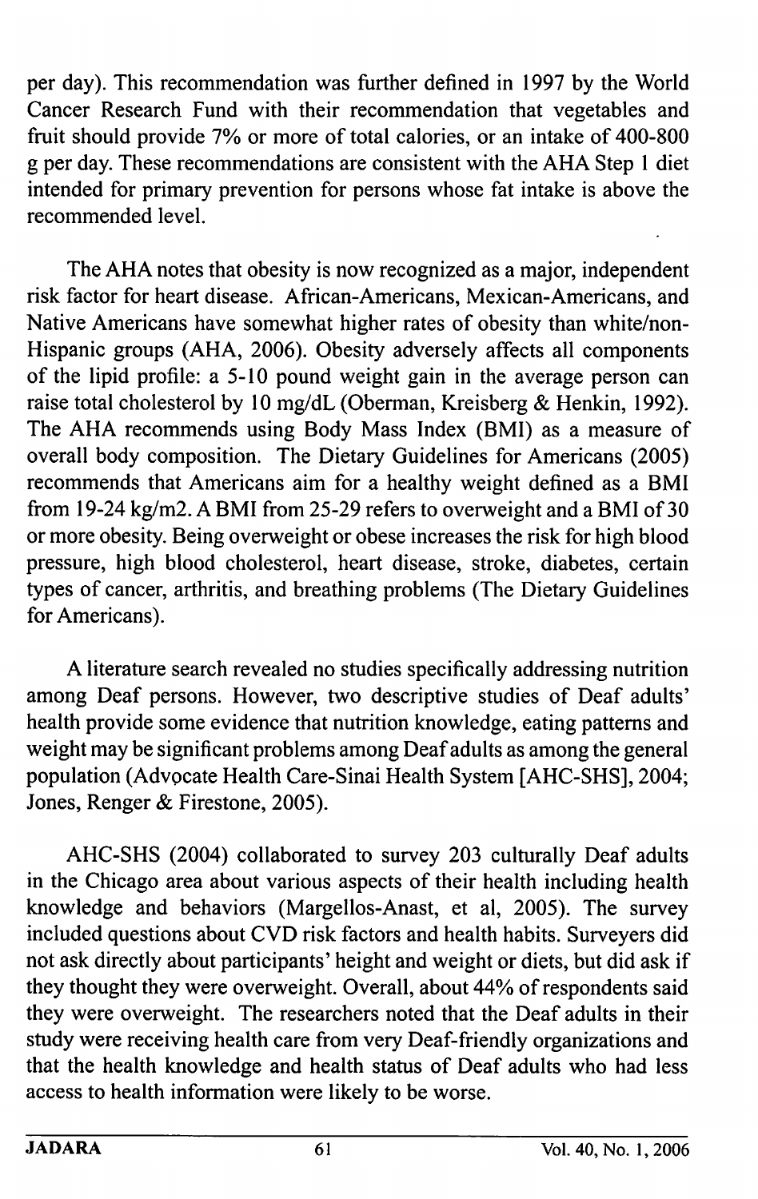per day). This recommendation was further defined in 1997 by the World Cancer Research Fund with their recommendation that vegetables and fruit should provide 7% or more of total calories, or an intake of 400-800 g per day. These recommendations are consistent with the AHA Step 1 diet intended for primary prevention for persons whose fat intake is above the recommended level.

The AHA notes that obesity is now recognized as a major, independent risk factor for heart disease. African-Americans, Mexican-Americans, and Native Americans have somewhat higher rates of obesity than white/non-Hispanic groups (AHA, 2006). Obesity adversely affects all components of the lipid profile: a 5-10 pound weight gain in the average person can raise total cholesterol by 10 mg/dL (Oberman, Kreisberg & Henkin, 1992). The AHA recommends using Body Mass Index (BMI) as a measure of overall body composition. The Dietary Guidelines for Americans (2005) recommends that Americans aim for a healthy weight defined as a BMI from 19-24 kg/m2. A BMI from 25-29 refers to overweight and a BMI of 30 or more obesity. Being overweight or obese increases the risk for high blood pressure, high blood cholesterol, heart disease, stroke, diabetes, certain types of cancer, arthritis, and breathing problems (The Dietary Guidelines for Americans).

A literature search revealed no studies specifically addressing nutrition among Deaf persons. However, two descriptive studies of Deaf adults' health provide some evidence that nutrition knowledge, eating patterns and weight may be significant problems among Deaf adults as among the general population (Advocate Health Care-Sinai Health System [AHC-SHS], 2004; Jones, Renger & Firestone, 2005).

AHC-SHS (2004) collaborated to survey 203 culturally Deaf adults in the Chicago area about various aspects of their health including health knowledge and behaviors (Margellos-Anast, et al, 2005). The survey included questions about CVD risk factors and health habits. Surveyers did not ask directly about participants' height and weight or diets, but did ask if they thought they were overweight. Overall, about 44% of respondents said they were overweight. The researchers noted that the Deaf adults in their study were receiving health care from very Deaf-friendly organizations and that the health knowledge and health status of Deaf adults who had less access to health information were likely to be worse.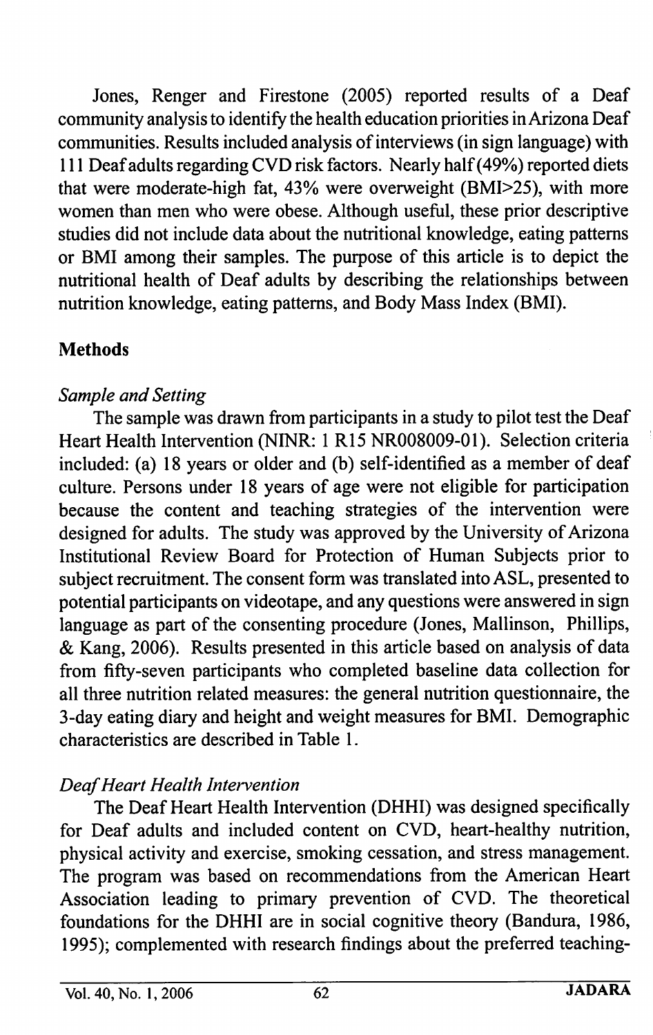Jones, Renger and Firestone (2005) reported results of a Deaf community analysis to identify the health education priorities in Arizona Deaf communities. Results included analysis of interviews (in sign language) with 111 Deaf adults regarding CVD risk factors. Nearly half (49%) reported diets that were moderate-high fat, 43% were overweight (BMI>25), with more women than men who were obese. Although useful, these prior descriptive studies did not include data about the nutritional knowledge, eating patterns or BMI among their samples. The purpose of this article is to depict the nutritional health of Deaf adults by describing the relationships between nutrition knowledge, eating patterns, and Body Mass Index (BMI).

## Methods

### *Sample and Setting*

The sample was drawn from participants in a study to pilot test the Deaf Heart Health Intervention (NINR: 1 R15 NR008009-01). Selection criteria included: (a) 18 years or older and (b) self-identified as a member of deaf culture. Persons under 18 years of age were not eligible for participation because the content and teaching strategies of the intervention were designed for adults. The study was approved by the University of Arizona Institutional Review Board for Protection of Human Subjects prior to subject recruitment. The consent form was translated into ASL, presented to potential participants on videotape, and any questions were answered in sign language as part of the consenting procedure (Jones, Mallinson, Phillips, & Kang, 2006). Results presented in this article based on analysis of data from fifty-seven participants who completed baseline data collection for all three nutrition related measures: the general nutrition questionnaire, the 3-day eating diary and height and weight measures for BMI. Demographic characteristics are described in Table 1.

### *Deaf Heart Health Intervention*

The Deaf Heart Health Intervention (DHHI) was designed specifically for Deaf adults and included content on CVD, heart-healthy nutrition, physical activity and exercise, smoking cessation, and stress management. The program was based on recommendations from the American Heart Association leading to primary prevention of CVD. The theoretical foundations for the DHHI are in social cognitive theory (Bandura, 1986, 1995); complemented with research findings about the preferred teaching-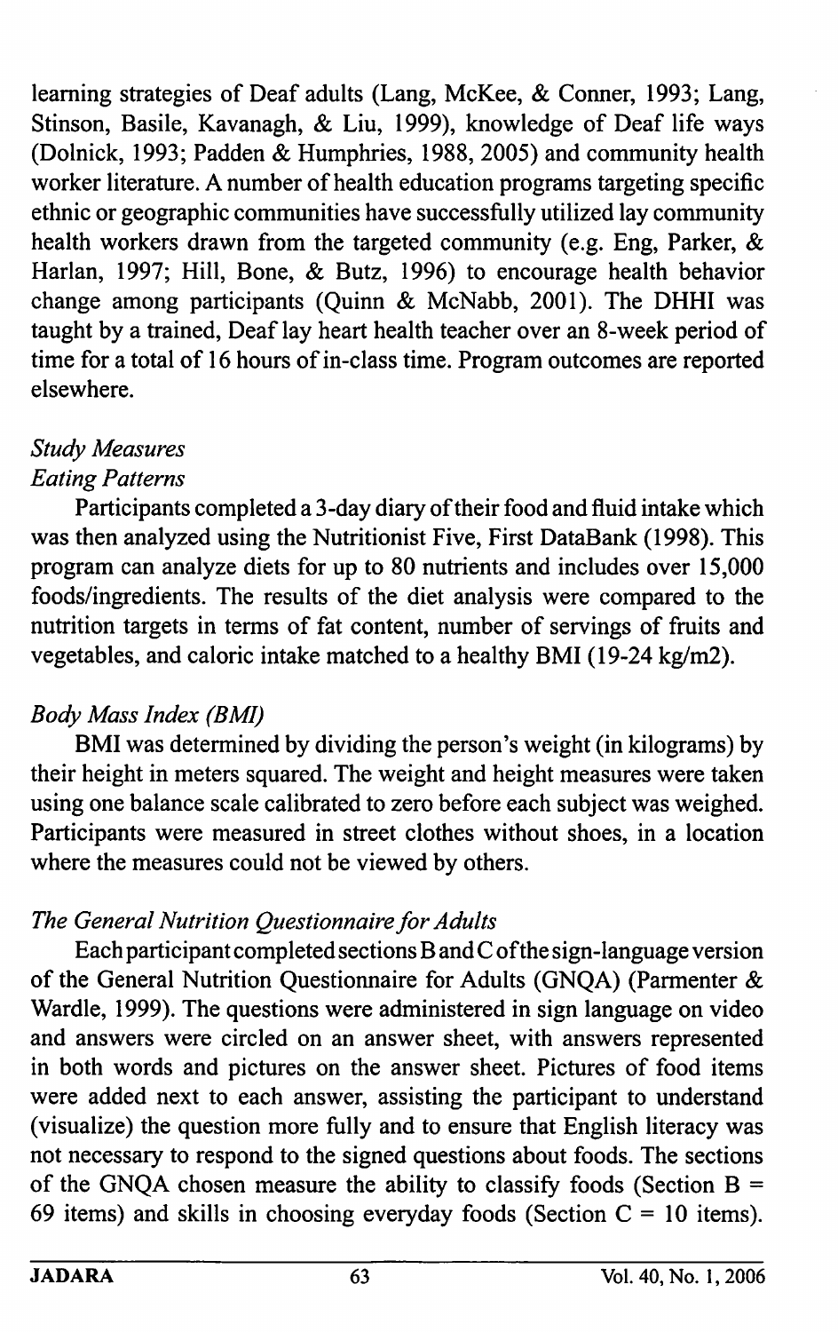learning strategies of Deaf adults (Lang, McKee, & Conner, 1993; Lang, Stinson, Basile, Kavanagh, & Liu, 1999), knowledge of Deaf life ways (Dolnick, 1993; Padden & Humphries, 1988, 2005) and community health worker literature. A number of health education programs targeting specific ethnic or geographic communities have successfully utilized lay community health workers drawn from the targeted community (e.g. Eng, Parker, & Harlan, 1997; Hill, Bone, & Butz, 1996) to encourage health behavior change among participants (Quinn & McNabb, 2001). The DHHI was taught by a trained, Deaf lay heart health teacher over an 8-week period of time for a total of 16 hours of in-class time. Program outcomes are reported elsewhere.

### *Study Measures*

#### *Eating Patterns*

Participants completed a 3-day diary of their food and fluid intake which was then analyzed using the Nutritionist Five, First DataBank (1998). This program can analyze diets for up to 80 nutrients and includes over 15,000 foods/ingredients. The results of the diet analysis were compared to the nutrition targets in terms of fat content, number of servings of fruits and vegetables, and caloric intake matched to a healthy BMI (19-24 kg/m2).

#### *Body Mass Index (BMI)*

BMI was determined by dividing the person's weight (in kilograms) by their height in meters squared. The weight and height measures were taken using one balance scale calibrated to zero before each subject was weighed. Participants were measured in street clothes without shoes, in a location where the measures could not be viewed by others.

#### *The General Nutrition Questionnaire for Adults*

Each participant completed sections B and C of the sign-language version of the General Nutrition Questionnaire for Adults (GNQA) (Parmenter & Wardle, 1999). The questions were administered in sign language on video and answers were circled on an answer sheet, with answers represented in both words and pictures on the answer sheet. Pictures of food items were added next to each answer, assisting the participant to understand (visualize) the question more fully and to ensure that English literacy was not necessary to respond to the signed questions about foods. The sections of the GNQA chosen measure the ability to classify foods (Section B = 69 items) and skills in choosing everyday foods (Section C = 10 items).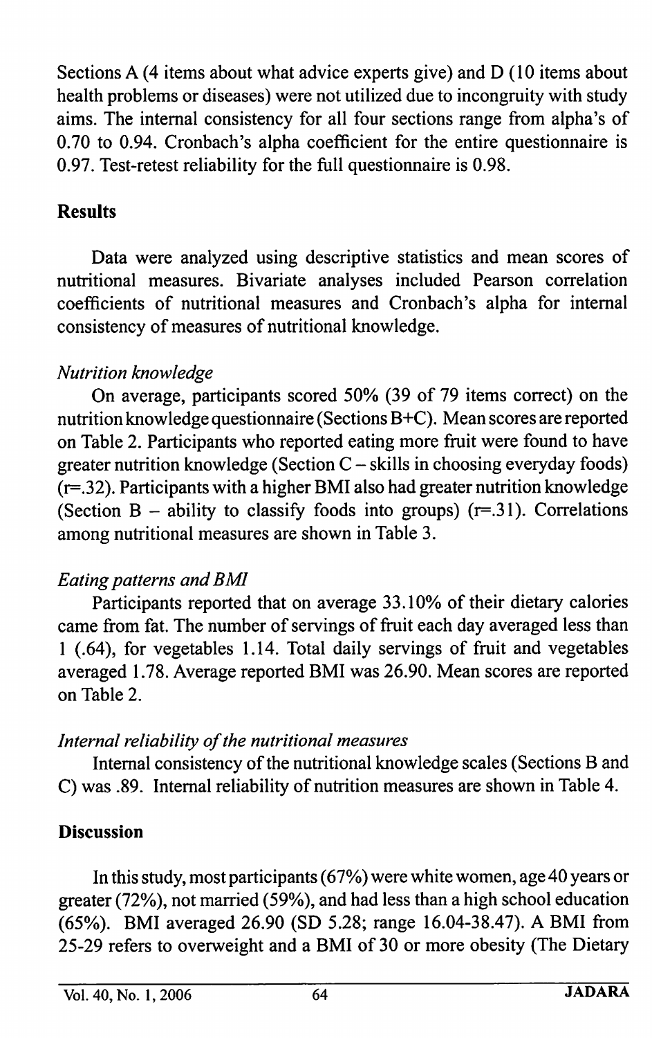Sections A (4 items about what advice experts give) and D (10 items about health problems or diseases) were not utilized due to incongruity with study aims. The internal consistency for all four sections range from alpha's of 0.70 to 0.94. Cronbach's alpha coefficient for the entire questionnaire is 0.97. Test-retest reliability for the full questionnaire is 0.98.

## Results

Data were analyzed using descriptive statistics and mean scores of nutritional measures. Bivariate analyses included Pearson correlation coefficients of nutritional measures and Cronbach's alpha for internal consistency of measures of nutritional knowledge.

### *Nutrition knowledge*

On average, participants scored 50% (39 of 79 items correct) on the nutrition knowledge questionnaire (Sections B+C). Mean scores are reported on Table 2. Participants who reported eating more fruit were found to have greater nutrition knowledge (Section C – skills in choosing everyday foods) ($r=.32$). Participants with a higher BMI also had greater nutrition knowledge (Section B – ability to classify foods into groups) ($r=.31$). Correlations among nutritional measures are shown in Table 3.

### *Eating patterns and BMI*

Participants reported that on average 33.10% of their dietary calories came from fat. The number of servings of fruit each day averaged less than 1 (.64), for vegetables 1.14. Total daily servings of fruit and vegetables averaged 1.78. Average reported BMI was 26.90. Mean scores are reported on Table 2.

### *Internal reliability of the nutritional measures*

Internal consistency of the nutritional knowledge scales (Sections B and C) was .89. Internal reliability of nutrition measures are shown in Table 4.

## Discussion

In this study, most participants (67%) were white women, age 40 years or greater (72%), not married (59%), and had less than a high school education (65%). BMI averaged 26.90 (SD 5.28; range 16.04-38.47). A BMI from 25-29 refers to overweight and a BMI of 30 or more obesity (The Dietary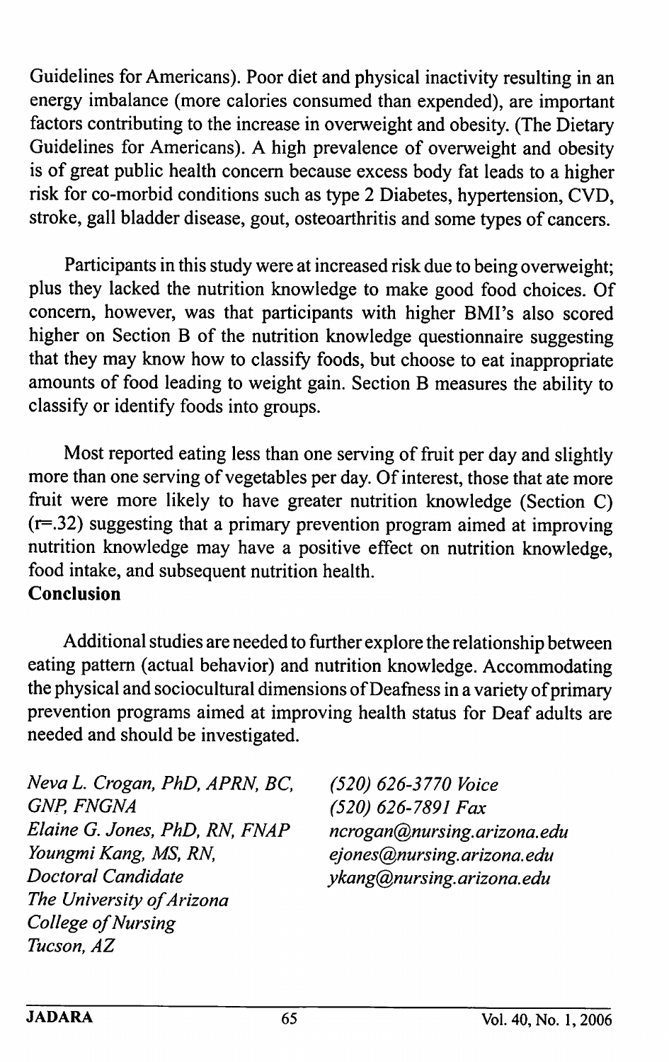Guidelines for Americans). Poor diet and physical inactivity resulting in an energy imbalance (more calories consumed than expended), are important factors contributing to the increase in overweight and obesity. (The Dietary Guidelines for Americans). A high prevalence of overweight and obesity is of great public health concern because excess body fat leads to a higher risk for co-morbid conditions such as type 2 Diabetes, hypertension, CVD, stroke, gall bladder disease, gout, osteoarthritis and some types of cancers.

Participants in this study were at increased risk due to being overweight; plus they lacked the nutrition knowledge to make good food choices. Of concern, however, was that participants with higher BMI's also scored higher on Section B of the nutrition knowledge questionnaire suggesting that they may know how to classify foods, but choose to eat inappropriate amounts of food leading to weight gain. Section B measures the ability to classify or identify foods into groups.

Most reported eating less than one serving of fruit per day and slightly more than one serving of vegetables per day. Of interest, those that ate more fruit were more likely to have greater nutrition knowledge (Section C) ($r=.32$) suggesting that a primary prevention program aimed at improving nutrition knowledge may have a positive effect on nutrition knowledge, food intake, and subsequent nutrition health.

**Conclusion**

Additional studies are needed to further explore the relationship between eating pattern (actual behavior) and nutrition knowledge. Accommodating the physical and sociocultural dimensions of Deafness in a variety of primary prevention programs aimed at improving health status for Deaf adults are needed and should be investigated.

*Neva L. Crogan, PhD, APRN, BC, GNP, FNGNA*
*Elaine G. Jones, PhD, RN, FNAP*
*Youngmi Kang, MS, RN, Doctoral Candidate*
*The University of Arizona*
*College of Nursing*
*Tucson, AZ*

*(520) 626-3770 Voice*
*(520) 626-7891 Fax*
*ncrogan@nursing.arizona.edu*
*ejones@nursing.arizona.edu*
*ykang@nursing.arizona.edu*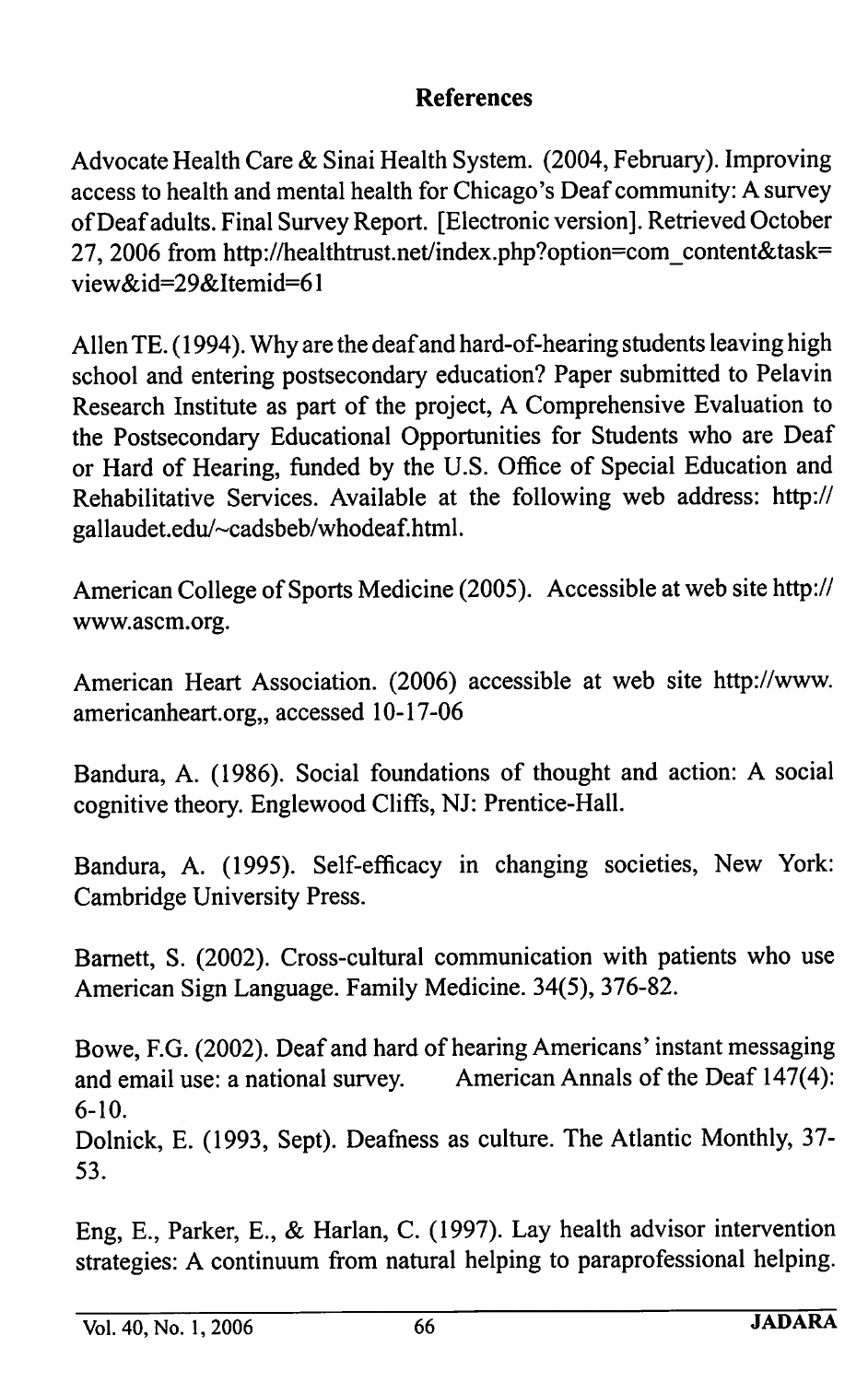## References

Advocate Health Care & Sinai Health System. (2004, February). Improving access to health and mental health for Chicago's Deaf community: A survey of Deaf adults. Final Survey Report. [Electronic version]. Retrieved October 27, 2006 from http://healthtrust.net/index.php?option=com_content&task=view&id=29&Itemid=61

Allen TE. (1994). Why are the deaf and hard-of-hearing students leaving high school and entering postsecondary education? Paper submitted to Pelavin Research Institute as part of the project, A Comprehensive Evaluation to the Postsecondary Educational Opportunities for Students who are Deaf or Hard of Hearing, funded by the U.S. Office of Special Education and Rehabilitative Services. Available at the following web address: http://gallaudet.edu/~cadsbeb/whodeaf.html.

American College of Sports Medicine (2005). Accessible at web site http://www.ascm.org.

American Heart Association. (2006) accessible at web site http://www.americanheart.org,, accessed 10-17-06

Bandura, A. (1986). Social foundations of thought and action: A social cognitive theory. Englewood Cliffs, NJ: Prentice-Hall.

Bandura, A. (1995). Self-efficacy in changing societies, New York: Cambridge University Press.

Barnett, S. (2002). Cross-cultural communication with patients who use American Sign Language. Family Medicine. 34(5), 376-82.

Bowe, F.G. (2002). Deaf and hard of hearing Americans' instant messaging and email use: a national survey. American Annals of the Deaf 147(4): 6-10.

Dolnick, E. (1993, Sept). Deafness as culture. The Atlantic Monthly, 37-53.

Eng, E., Parker, E., & Harlan, C. (1997). Lay health advisor intervention strategies: A continuum from natural helping to paraprofessional helping.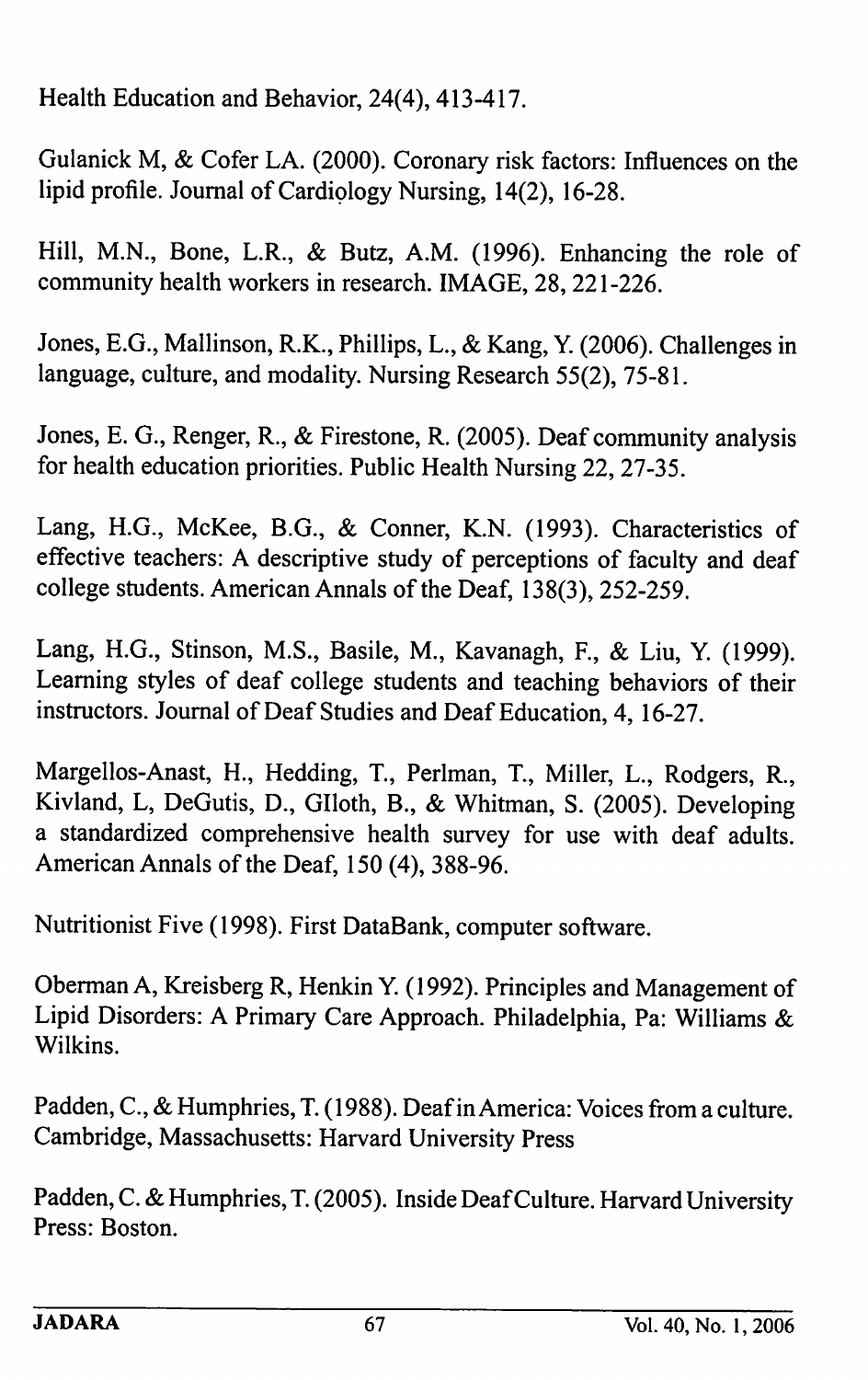Health Education and Behavior, 24(4), 413-417.

Gulanick M, & Cofer LA. (2000). Coronary risk factors: Influences on the lipid profile. Journal of Cardiology Nursing, 14(2), 16-28.

Hill, M.N., Bone, L.R., & Butz, A.M. (1996). Enhancing the role of community health workers in research. IMAGE, 28, 221-226.

Jones, E.G., Mallinson, R.K., Phillips, L., & Kang, Y. (2006). Challenges in language, culture, and modality. Nursing Research 55(2), 75-81.

Jones, E. G., Renger, R., & Firestone, R. (2005). Deaf community analysis for health education priorities. Public Health Nursing 22, 27-35.

Lang, H.G., McKee, B.G., & Conner, K.N. (1993). Characteristics of effective teachers: A descriptive study of perceptions of faculty and deaf college students. American Annals of the Deaf, 138(3), 252-259.

Lang, H.G., Stinson, M.S., Basile, M., Kavanagh, F., & Liu, Y. (1999). Learning styles of deaf college students and teaching behaviors of their instructors. Journal of Deaf Studies and Deaf Education, 4, 16-27.

Margellos-Anast, H., Hedding, T., Perlman, T., Miller, L., Rodgers, R., Kivland, L, DeGutis, D., GIloth, B., & Whitman, S. (2005). Developing a standardized comprehensive health survey for use with deaf adults. American Annals of the Deaf, 150 (4), 388-96.

Nutritionist Five (1998). First DataBank, computer software.

Oberman A, Kreisberg R, Henkin Y. (1992). Principles and Management of Lipid Disorders: A Primary Care Approach. Philadelphia, Pa: Williams & Wilkins.

Padden, C., & Humphries, T. (1988). Deaf in America: Voices from a culture. Cambridge, Massachusetts: Harvard University Press

Padden, C. & Humphries, T. (2005). Inside Deaf Culture. Harvard University Press: Boston.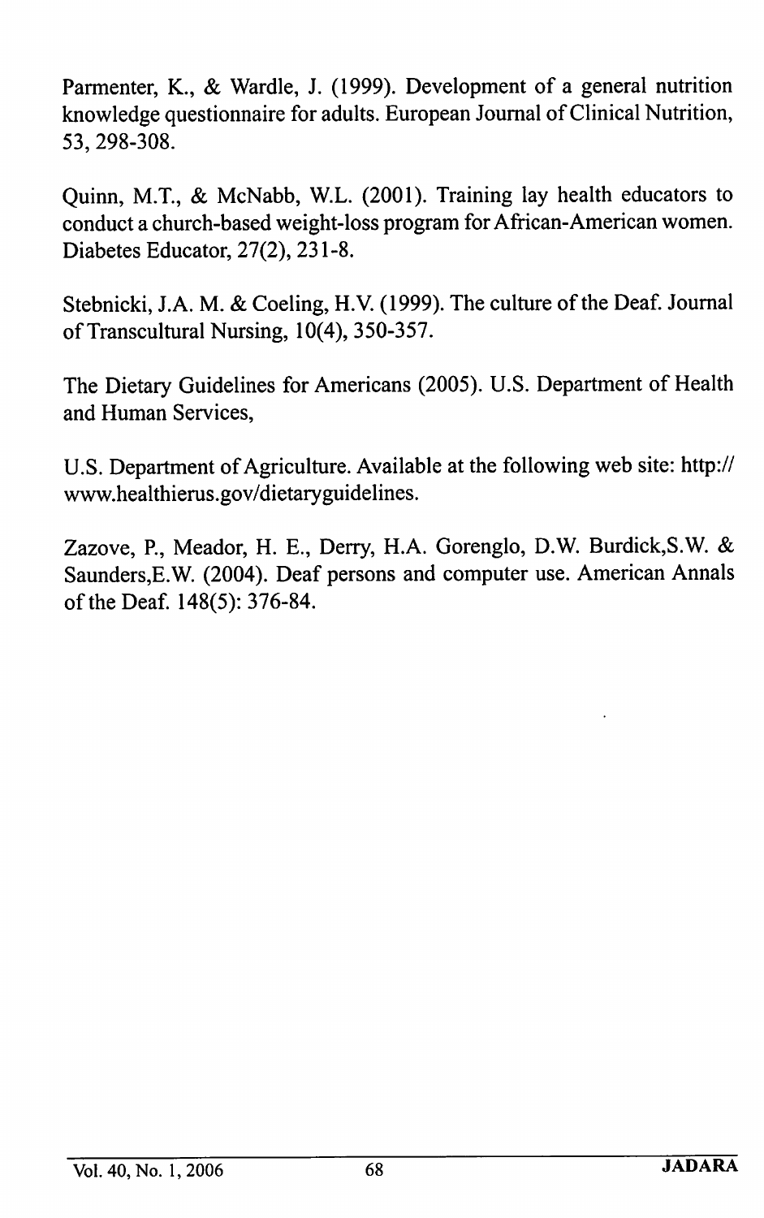Parmenter, K., & Wardle, J. (1999). Development of a general nutrition knowledge questionnaire for adults. European Journal of Clinical Nutrition, 53, 298-308.

Quinn, M.T., & McNabb, W.L. (2001). Training lay health educators to conduct a church-based weight-loss program for African-American women. Diabetes Educator, 27(2), 231-8.

Stebnicki, J.A. M. & Coeling, H.V. (1999). The culture of the Deaf. Journal of Transcultural Nursing, 10(4), 350-357.

The Dietary Guidelines for Americans (2005). U.S. Department of Health and Human Services,

U.S. Department of Agriculture. Available at the following web site: http://www.healthierus.gov/dietaryguidelines.

Zazove, P., Meador, H. E., Derry, H.A. Gorenglo, D.W. Burdick,S.W. & Saunders,E.W. (2004). Deaf persons and computer use. American Annals of the Deaf. 148(5): 376-84.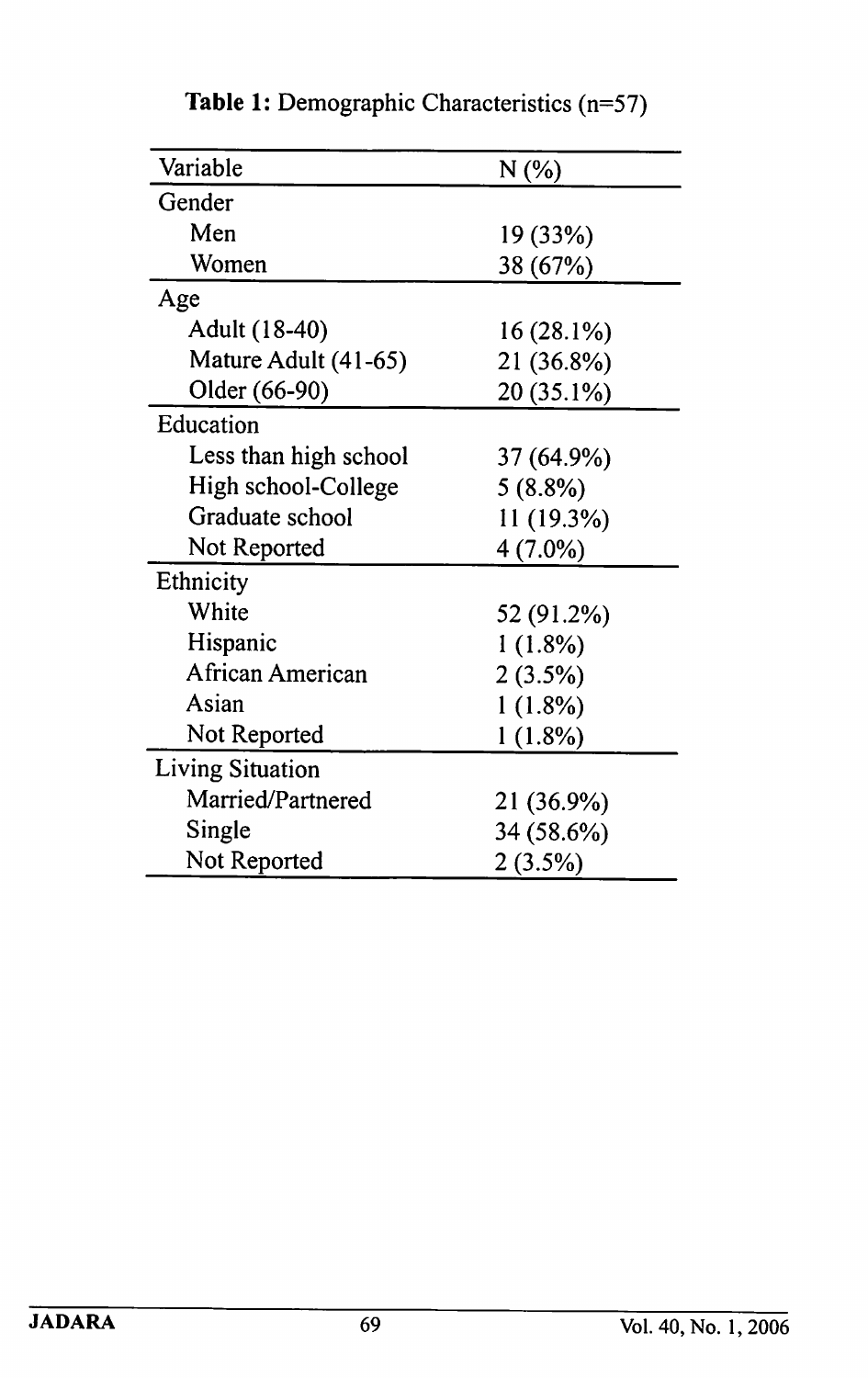**Table 1:** Demographic Characteristics (n=57)

| Variable | N (%) |
|---|---|
| Gender | |
| Men | 19 (33%) |
| Women | 38 (67%) |
| Age | |
| Adult (18-40) | 16 (28.1%) |
| Mature Adult (41-65) | 21 (36.8%) |
| Older (66-90) | 20 (35.1%) |
| Education | |
| Less than high school | 37 (64.9%) |
| High school-College | 5 (8.8%) |
| Graduate school | 11 (19.3%) |
| Not Reported | 4 (7.0%) |
| Ethnicity | |
| White | 52 (91.2%) |
| Hispanic | 1 (1.8%) |
| African American | 2 (3.5%) |
| Asian | 1 (1.8%) |
| Not Reported | 1 (1.8%) |
| Living Situation | |
| Married/Partnered | 21 (36.9%) |
| Single | 34 (58.6%) |
| Not Reported | 2 (3.5%) |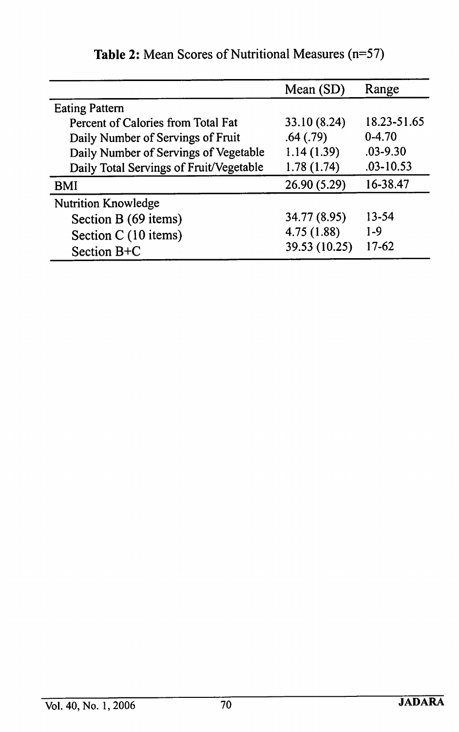**Table 2:** Mean Scores of Nutritional Measures (n=57)

| | Mean (SD) | Range |
|---|---|---|
| Eating Pattern | | |
| Percent of Calories from Total Fat | 33.10 (8.24) | 18.23-51.65 |
| Daily Number of Servings of Fruit | .64 (.79) | 0-4.70 |
| Daily Number of Servings of Vegetable | 1.14 (1.39) | .03-9.30 |
| Daily Total Servings of Fruit/Vegetable | 1.78 (1.74) | .03-10.53 |
| BMI | 26.90 (5.29) | 16-38.47 |
| Nutrition Knowledge | | |
| Section B (69 items) | 34.77 (8.95) | 13-54 |
| Section C (10 items) | 4.75 (1.88) | 1-9 |
| Section B+C | 39.53 (10.25) | 17-62 |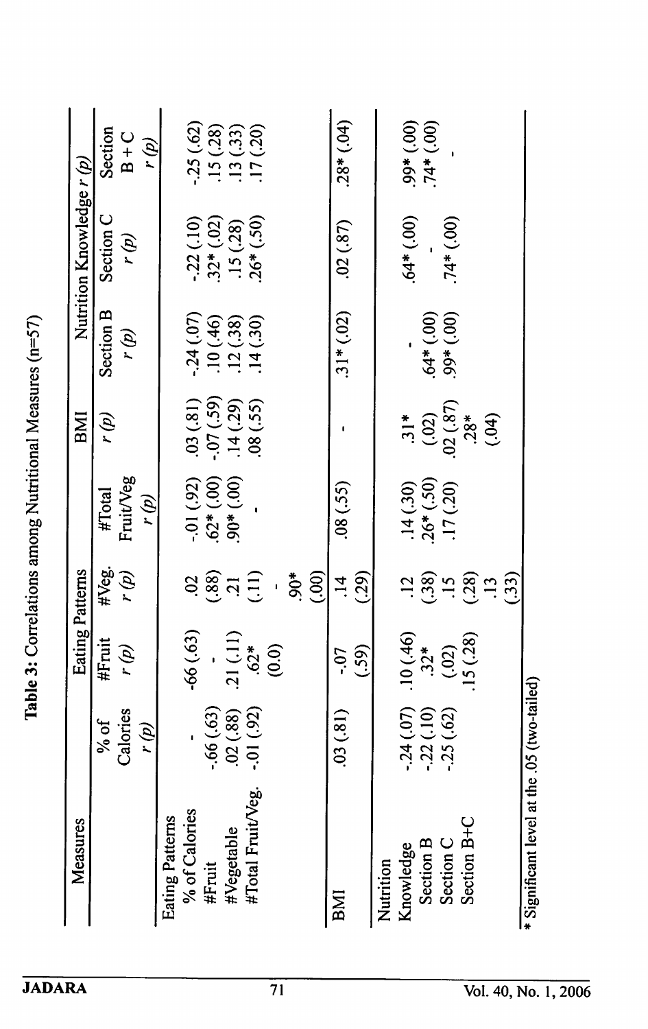**Table 3:** Correlations among Nutritional Measures (n=57)

| Measures | Eating Patterns | | | | BMI | Nutrition Knowledge r (p) | | |
|---|---|---|---|---|---|---|---|---|
| | % of Calories r (p) | #Fruit r (p) | #Veg. r (p) | #Total Fruit/Veg r (p) | r (p) | Section B r (p) | Section C r (p) | Section B + C r (p) |
| **Eating Patterns** | | | | | | | | |
| % of Calories | - | -66 (.63) | .02 (.88) | -.01 (.92) | .03 (.81) | -.24 (.07) | -.22 (.10) | -.25 (.62) |
| #Fruit | -.66 (.63) | - | .21 (.11) | .62* (.00) | -.07 (.59) | .10 (.46) | .32* (.02) | .15 (.28) |
| #Vegetable | .02 (.88) | .21 (.11) | - | .90* (.00) | .14 (.29) | .12 (.38) | .15 (.28) | .13 (.33) |
| #Total Fruit/Veg. | -.01 (.92) | .62* (0.0) | .90* (.00) | - | .08 (.55) | .14 (.30) | .26* (.50) | .17 (.20) |
| BMI | .03 (.81) | -.07 (.59) | .14 (.29) | .08 (.55) | - | .31* (.02) | .02 (.87) | .28* (.04) |
| **Nutrition Knowledge** | | | | | | | | |
| Section B | -.24 (.07) | .10 (.46) | .12 (.38) | .14 (.30) | .31* (.02) | - | .64* (.00) | .99* (.00) |
| Section C | -.22 (.10) | .32* (.02) | .15 (.28) | .26* (.50) | .02 (.87) | .64* (.00) | - | .74* (.00) |
| Section B+C | -.25 (.62) | .15 (.28) | .13 (.33) | .17 (.20) | .28* (.04) | .99* (.00) | .74* (.00) | - |

\* Significant level at the .05 (two-tailed)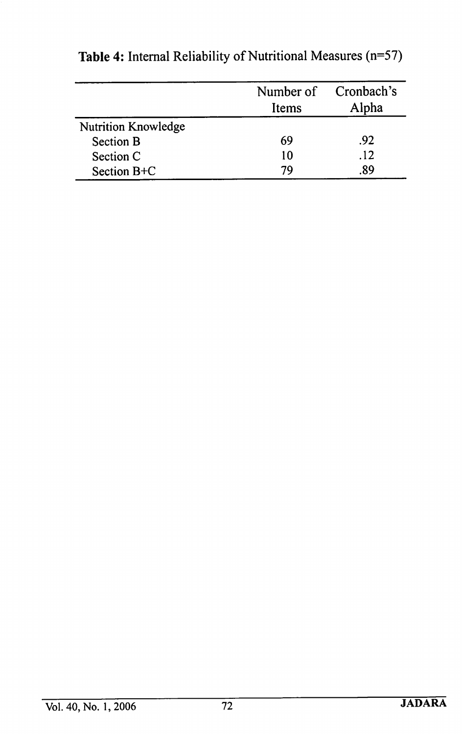**Table 4:** Internal Reliability of Nutritional Measures (n=57)

| | Number of Items | Cronbach's Alpha |
|---|---|---|
| Nutrition Knowledge | | |
| Section B | 69 | .92 |
| Section C | 10 | .12 |
| Section B+C | 79 | .89 |